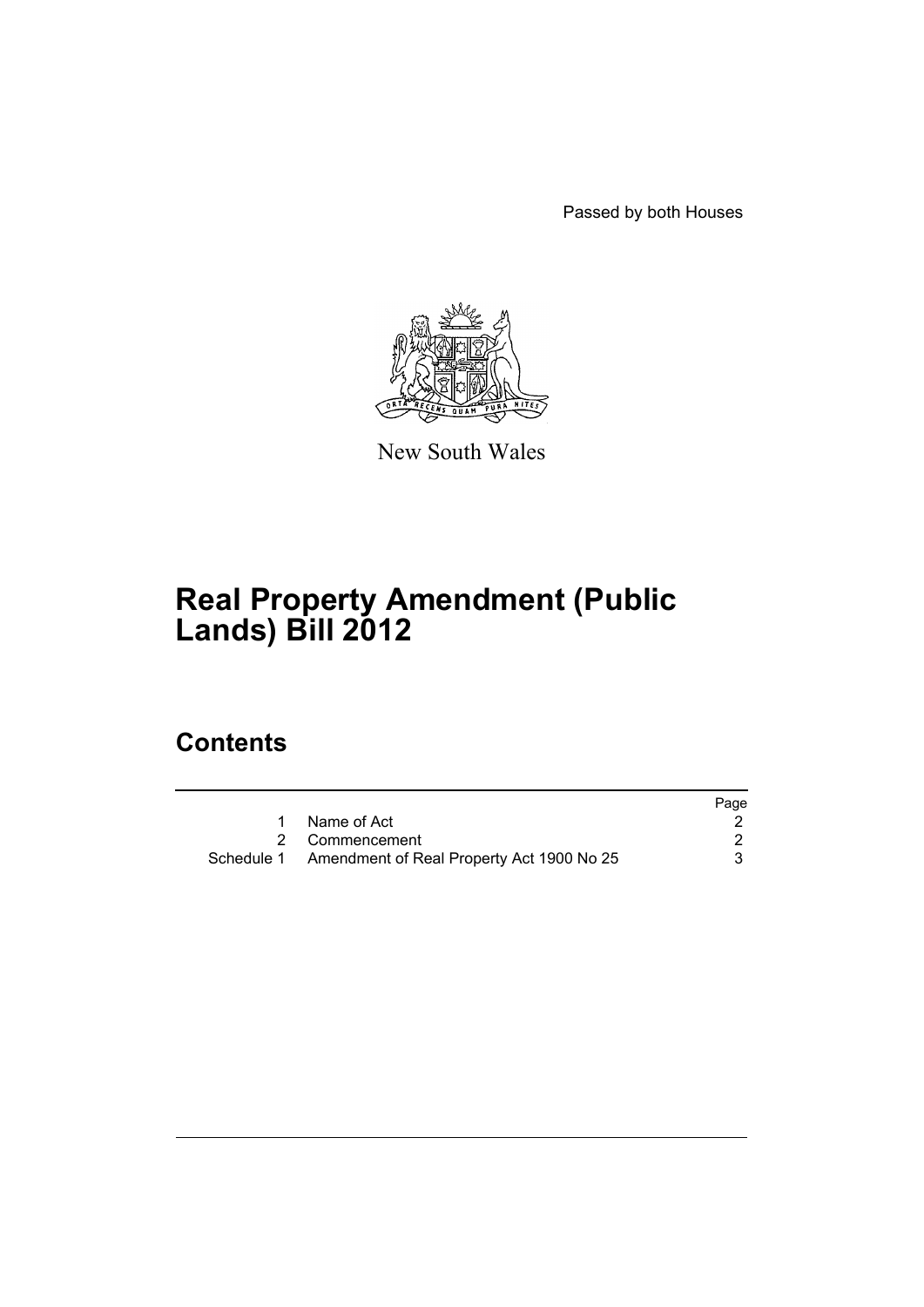Passed by both Houses

New South Wales

# Real Property Amendment (Public Lands) Bill 2012

## Contents

| | | Page |
|---|---|---|
| 1 | Name of Act | 2 |
| 2 | Commencement | 2 |
| Schedule 1 | Amendment of Real Property Act 1900 No 25 | 3 |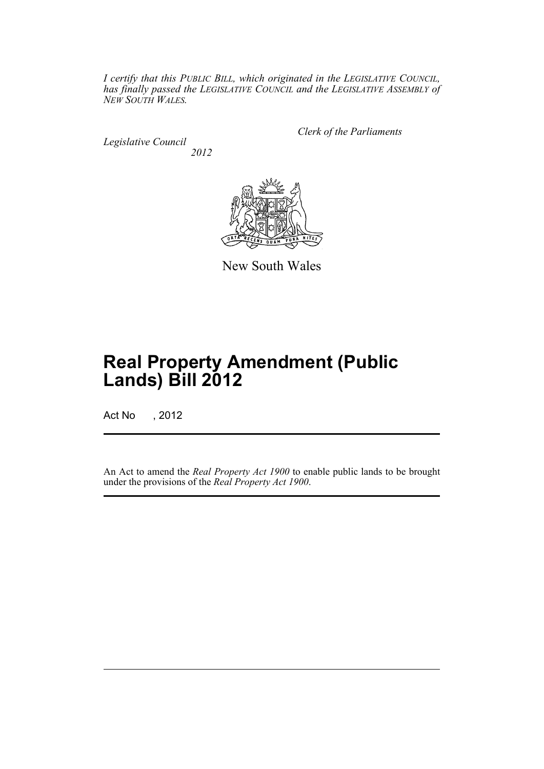*I certify that this PUBLIC BILL, which originated in the LEGISLATIVE COUNCIL, has finally passed the LEGISLATIVE COUNCIL and the LEGISLATIVE ASSEMBLY of NEW SOUTH WALES.*

*Clerk of the Parliaments*

*Legislative Council*

*2012*

New South Wales

# Real Property Amendment (Public Lands) Bill 2012

Act No , 2012

An Act to amend the *Real Property Act 1900* to enable public lands to be brought under the provisions of the *Real Property Act 1900*.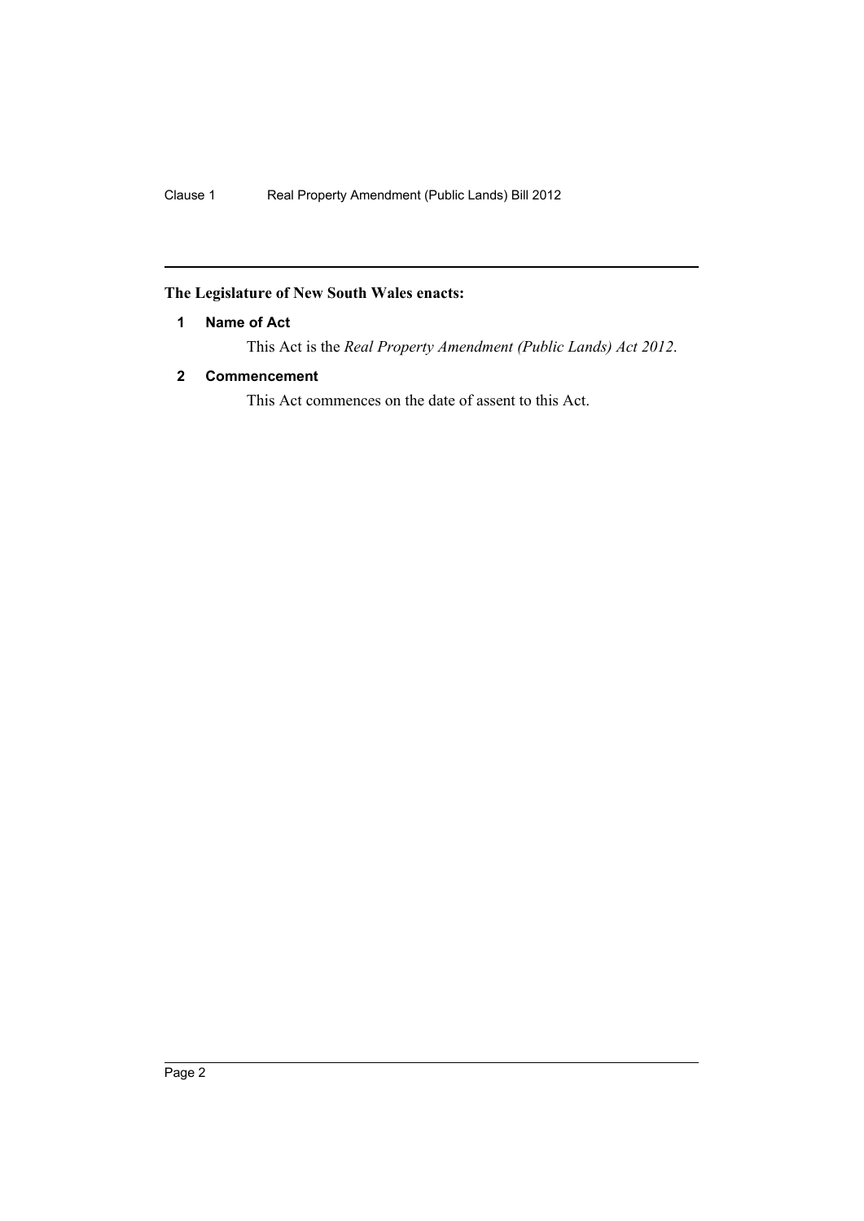**The Legislature of New South Wales enacts:**

### 1 Name of Act

This Act is the *Real Property Amendment (Public Lands) Act 2012*.

### 2 Commencement

This Act commences on the date of assent to this Act.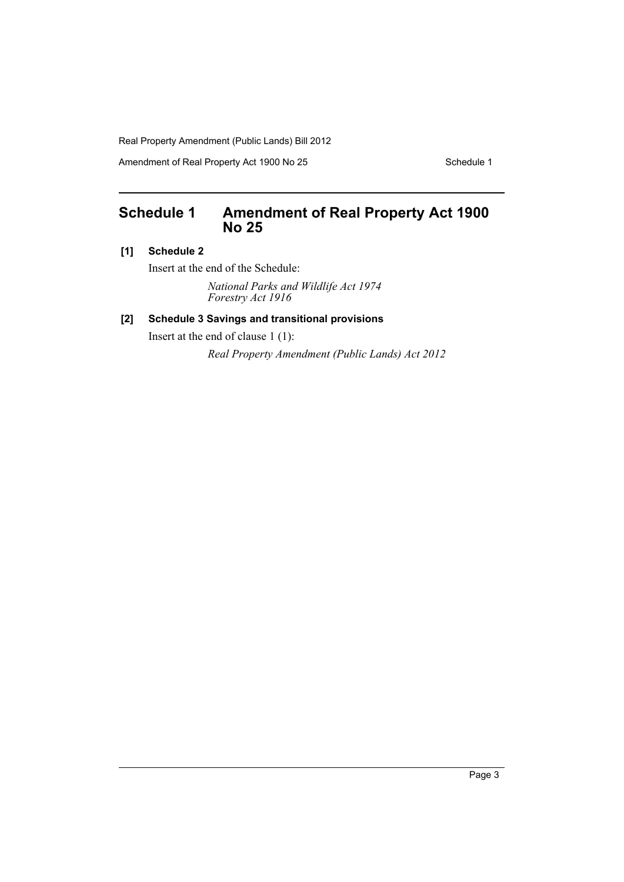# Schedule 1 Amendment of Real Property Act 1900 No 25

**[1] Schedule 2**

Insert at the end of the Schedule:

*National Parks and Wildlife Act 1974*
*Forestry Act 1916*

**[2] Schedule 3 Savings and transitional provisions**

Insert at the end of clause 1 (1):

*Real Property Amendment (Public Lands) Act 2012*